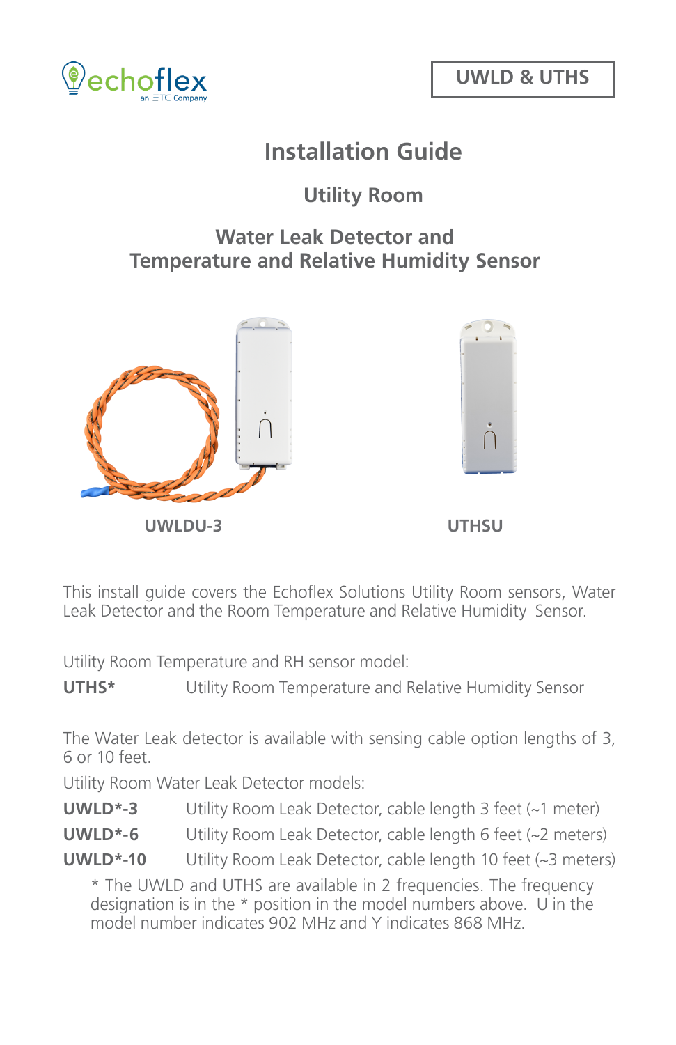echoflex
an ETC Company

**UWLD & UTHS**

# Installation Guide

## Utility Room

## Water Leak Detector and Temperature and Relative Humidity Sensor

**UWLDU-3**

**UTHSU**

This install guide covers the Echoflex Solutions Utility Room sensors, Water Leak Detector and the Room Temperature and Relative Humidity Sensor.

Utility Room Temperature and RH sensor model:

| | |
|---|---|
| **UTHS*** | Utility Room Temperature and Relative Humidity Sensor |

The Water Leak detector is available with sensing cable option lengths of 3, 6 or 10 feet.

Utility Room Water Leak Detector models:

| | |
|---|---|
| **UWLD*-3** | Utility Room Leak Detector, cable length 3 feet (~1 meter) |
| **UWLD*-6** | Utility Room Leak Detector, cable length 6 feet (~2 meters) |
| **UWLD*-10** | Utility Room Leak Detector, cable length 10 feet (~3 meters) |

* The UWLD and UTHS are available in 2 frequencies. The frequency designation is in the * position in the model numbers above. U in the model number indicates 902 MHz and Y indicates 868 MHz.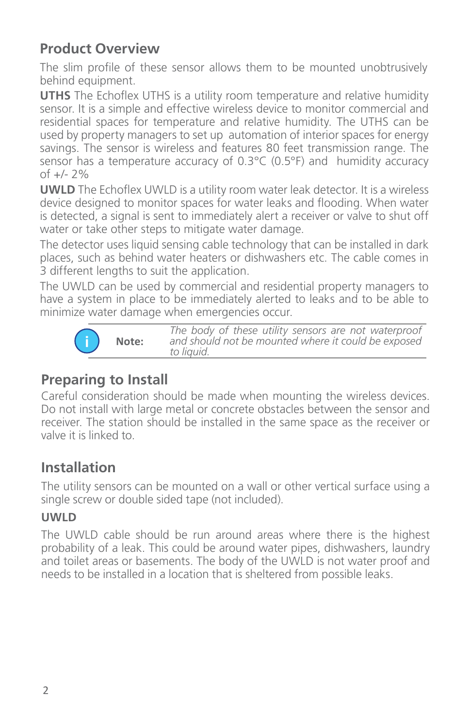## Product Overview

The slim profile of these sensor allows them to be mounted unobtrusively behind equipment.

**UTHS** The Echoflex UTHS is a utility room temperature and relative humidity sensor. It is a simple and effective wireless device to monitor commercial and residential spaces for temperature and relative humidity. The UTHS can be used by property managers to set up automation of interior spaces for energy savings. The sensor is wireless and features 80 feet transmission range. The sensor has a temperature accuracy of 0.3°C (0.5°F) and humidity accuracy of +/- 2%

**UWLD** The Echoflex UWLD is a utility room water leak detector. It is a wireless device designed to monitor spaces for water leaks and flooding. When water is detected, a signal is sent to immediately alert a receiver or valve to shut off water or take other steps to mitigate water damage.

The detector uses liquid sensing cable technology that can be installed in dark places, such as behind water heaters or dishwashers etc. The cable comes in 3 different lengths to suit the application.

The UWLD can be used by commercial and residential property managers to have a system in place to be immediately alerted to leaks and to be able to minimize water damage when emergencies occur.

> **Note:** *The body of these utility sensors are not waterproof and should not be mounted where it could be exposed to liquid.*

## Preparing to Install

Careful consideration should be made when mounting the wireless devices. Do not install with large metal or concrete obstacles between the sensor and receiver. The station should be installed in the same space as the receiver or valve it is linked to.

## Installation

The utility sensors can be mounted on a wall or other vertical surface using a single screw or double sided tape (not included).

### UWLD

The UWLD cable should be run around areas where there is the highest probability of a leak. This could be around water pipes, dishwashers, laundry and toilet areas or basements. The body of the UWLD is not water proof and needs to be installed in a location that is sheltered from possible leaks.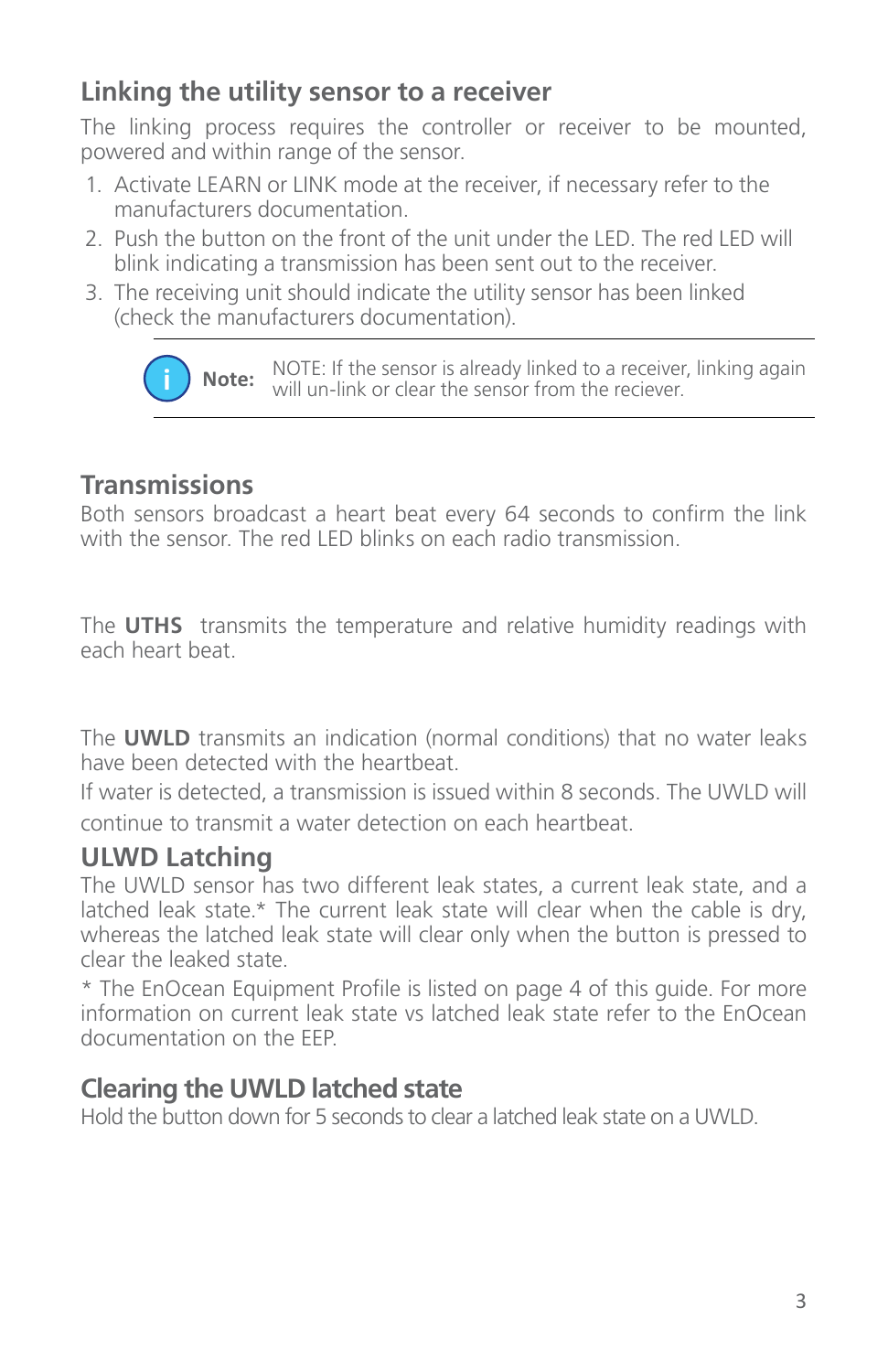## Linking the utility sensor to a receiver

The linking process requires the controller or receiver to be mounted, powered and within range of the sensor.

1. Activate LEARN or LINK mode at the receiver, if necessary refer to the manufacturers documentation.
2. Push the button on the front of the unit under the LED. The red LED will blink indicating a transmission has been sent out to the receiver.
3. The receiving unit should indicate the utility sensor has been linked (check the manufacturers documentation).

> **Note:** NOTE: If the sensor is already linked to a receiver, linking again will un-link or clear the sensor from the reciever.

## Transmissions

Both sensors broadcast a heart beat every 64 seconds to confirm the link with the sensor. The red LED blinks on each radio transmission.

The **UTHS** transmits the temperature and relative humidity readings with each heart beat.

The **UWLD** transmits an indication (normal conditions) that no water leaks have been detected with the heartbeat.

If water is detected, a transmission is issued within 8 seconds. The UWLD will continue to transmit a water detection on each heartbeat.

## ULWD Latching

The UWLD sensor has two different leak states, a current leak state, and a latched leak state.* The current leak state will clear when the cable is dry, whereas the latched leak state will clear only when the button is pressed to clear the leaked state.

* The EnOcean Equipment Profile is listed on page 4 of this guide. For more information on current leak state vs latched leak state refer to the EnOcean documentation on the EEP.

## Clearing the UWLD latched state

Hold the button down for 5 seconds to clear a latched leak state on a UWLD.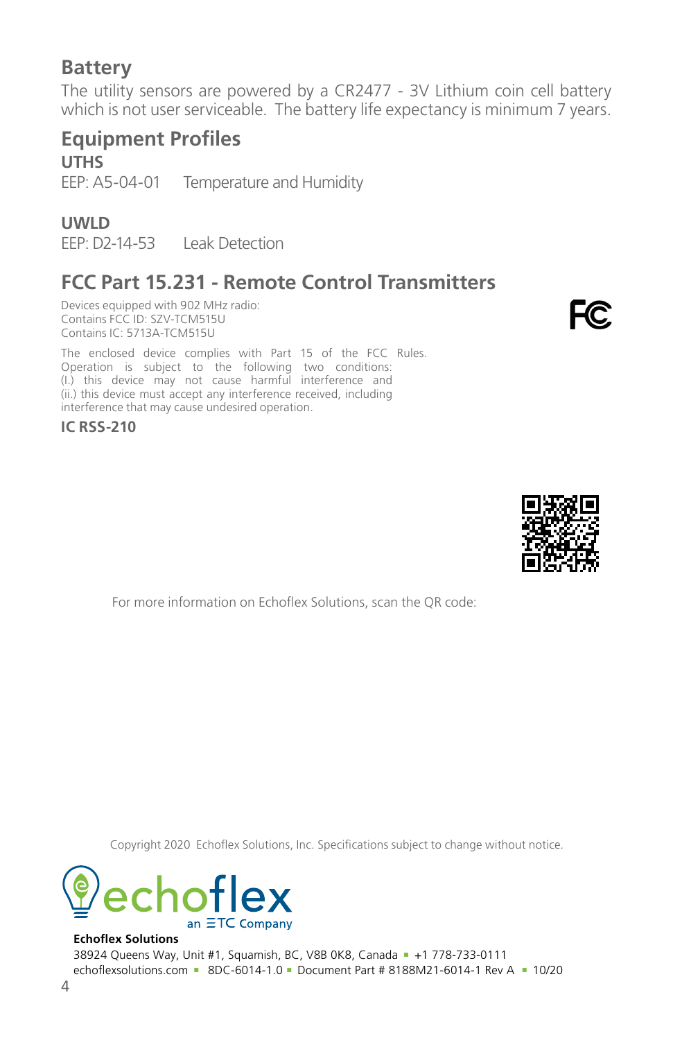## Battery

The utility sensors are powered by a CR2477 - 3V Lithium coin cell battery which is not user serviceable. The battery life expectancy is minimum 7 years.

## Equipment Profiles

**UTHS**

EEP: A5-04-01  Temperature and Humidity

**UWLD**

EEP: D2-14-53  Leak Detection

## FCC Part 15.231 - Remote Control Transmitters

Devices equipped with 902 MHz radio:
Contains FCC ID: SZV-TCM515U
Contains IC: 5713A-TCM515U

The enclosed device complies with Part 15 of the FCC Rules. Operation is subject to the following two conditions: (I.) this device may not cause harmful interference and (ii.) this device must accept any interference received, including interference that may cause undesired operation.

**IC RSS-210**

For more information on Echoflex Solutions, scan the QR code:

Copyright 2020 Echoflex Solutions, Inc. Specifications subject to change without notice.

echoflex
an ETC Company

**Echoflex Solutions**
38924 Queens Way, Unit #1, Squamish, BC, V8B 0K8, Canada ▪ +1 778-733-0111
echoflexsolutions.com ▪ 8DC-6014-1.0 ▪ Document Part # 8188M21-6014-1 Rev A ▪ 10/20